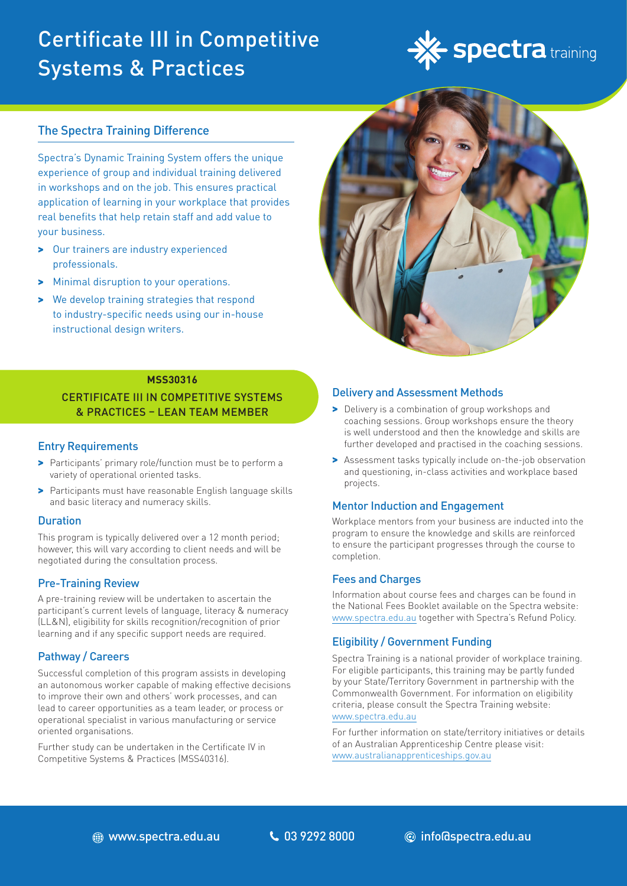# Certificate III in Competitive Systems & Practices

spectra training

## The Spectra Training Difference

Spectra's Dynamic Training System offers the unique experience of group and individual training delivered in workshops and on the job. This ensures practical application of learning in your workplace that provides real benefits that help retain staff and add value to your business.

- Our trainers are industry experienced professionals.
- Minimal disruption to your operations.
- We develop training strategies that respond to industry-specific needs using our in-house instructional design writers.

**MSS30316**

CERTIFICATE III IN COMPETITIVE SYSTEMS & PRACTICES – LEAN TEAM MEMBER

### Entry Requirements

- Participants' primary role/function must be to perform a variety of operational oriented tasks.
- Participants must have reasonable English language skills and basic literacy and numeracy skills.

### Duration

This program is typically delivered over a 12 month period; however, this will vary according to client needs and will be negotiated during the consultation process.

### Pre-Training Review

A pre-training review will be undertaken to ascertain the participant's current levels of language, literacy & numeracy (LL&N), eligibility for skills recognition/recognition of prior learning and if any specific support needs are required.

### Pathway / Careers

Successful completion of this program assists in developing an autonomous worker capable of making effective decisions to improve their own and others' work processes, and can lead to career opportunities as a team leader, or process or operational specialist in various manufacturing or service oriented organisations.

Further study can be undertaken in the Certificate IV in Competitive Systems & Practices (MSS40316).

### Delivery and Assessment Methods

- Delivery is a combination of group workshops and coaching sessions. Group workshops ensure the theory is well understood and then the knowledge and skills are further developed and practised in the coaching sessions.
- Assessment tasks typically include on-the-job observation and questioning, in-class activities and workplace based projects.

### Mentor Induction and Engagement

Workplace mentors from your business are inducted into the program to ensure the knowledge and skills are reinforced to ensure the participant progresses through the course to completion.

### Fees and Charges

Information about course fees and charges can be found in the National Fees Booklet available on the Spectra website: www.spectra.edu.au together with Spectra's Refund Policy.

### Eligibility / Government Funding

Spectra Training is a national provider of workplace training. For eligible participants, this training may be partly funded by your State/Territory Government in partnership with the Commonwealth Government. For information on eligibility criteria, please consult the Spectra Training website: www.spectra.edu.au

For further information on state/territory initiatives or details of an Australian Apprenticeship Centre please visit: www.australianapprenticeships.gov.au

www.spectra.edu.au | 03 9292 8000 | info@spectra.edu.au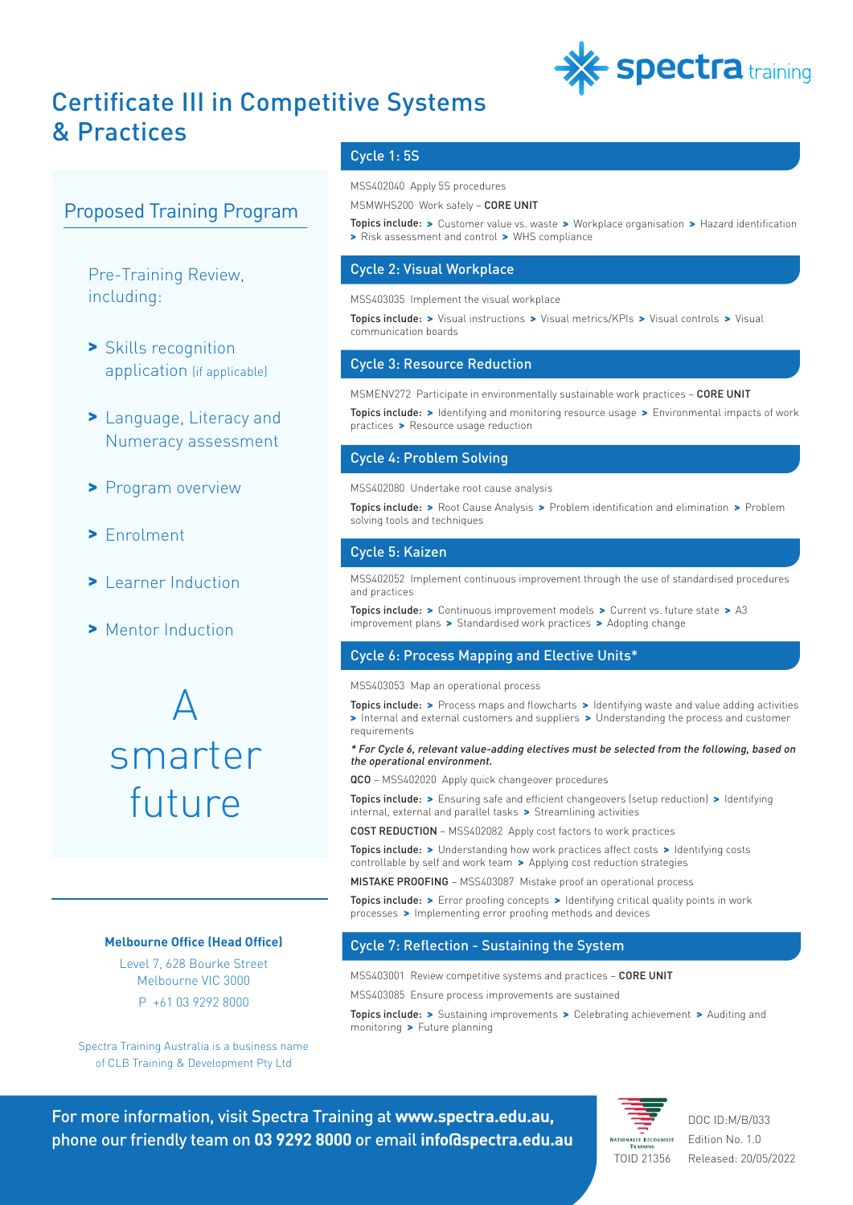# Certificate III in Competitive Systems & Practices

## Proposed Training Program

Pre-Training Review, including:

- Skills recognition application (if applicable)
- Language, Literacy and Numeracy assessment
- Program overview
- Enrolment
- Learner Induction
- Mentor Induction

A smarter future

## Cycle 1: 5S

MSS402040 Apply 5S procedures

MSMWHS200 Work safely – **CORE UNIT**

**Topics include:** > Customer value vs. waste > Workplace organisation > Hazard identification > Risk assessment and control > WHS compliance

## Cycle 2: Visual Workplace

MSS403035 Implement the visual workplace

**Topics include:** > Visual instructions > Visual metrics/KPIs > Visual controls > Visual communication boards

## Cycle 3: Resource Reduction

MSMENV272 Participate in environmentally sustainable work practices – **CORE UNIT**

**Topics include:** > Identifying and monitoring resource usage > Environmental impacts of work practices > Resource usage reduction

## Cycle 4: Problem Solving

MSS402080 Undertake root cause analysis

**Topics include:** > Root Cause Analysis > Problem identification and elimination > Problem solving tools and techniques

## Cycle 5: Kaizen

MSS402052 Implement continuous improvement through the use of standardised procedures and practices

**Topics include:** > Continuous improvement models > Current vs. future state > A3 improvement plans > Standardised work practices > Adopting change

## Cycle 6: Process Mapping and Elective Units*

MSS403053 Map an operational process

**Topics include:** > Process maps and flowcharts > Identifying waste and value adding activities > Internal and external customers and suppliers > Understanding the process and customer requirements

***For Cycle 6, relevant value-adding electives must be selected from the following, based on the operational environment.***

**QCO** – MSS402020 Apply quick changeover procedures

**Topics include:** > Ensuring safe and efficient changeovers (setup reduction) > Identifying internal, external and parallel tasks > Streamlining activities

**COST REDUCTION** – MSS402082 Apply cost factors to work practices

**Topics include:** > Understanding how work practices affect costs > Identifying costs controllable by self and work team > Applying cost reduction strategies

**MISTAKE PROOFING** – MSS403087 Mistake proof an operational process

**Topics include:** > Error proofing concepts > Identifying critical quality points in work processes > Implementing error proofing methods and devices

## Cycle 7: Reflection - Sustaining the System

MSS403001 Review competitive systems and practices – **CORE UNIT**

MSS403085 Ensure process improvements are sustained

**Topics include:** > Sustaining improvements > Celebrating achievement > Auditing and monitoring > Future planning

**Melbourne Office (Head Office)**

Level 7, 628 Bourke Street
Melbourne VIC 3000
P +61 03 9292 8000

Spectra Training Australia is a business name of CLB Training & Development Pty Ltd

For more information, visit Spectra Training at **www.spectra.edu.au,** phone our friendly team on **03 9292 8000** or email **info@spectra.edu.au**

Nationally Recognised Training

TOID 21356

DOC ID:M/B/033
Edition No. 1.0
Released: 20/05/2022